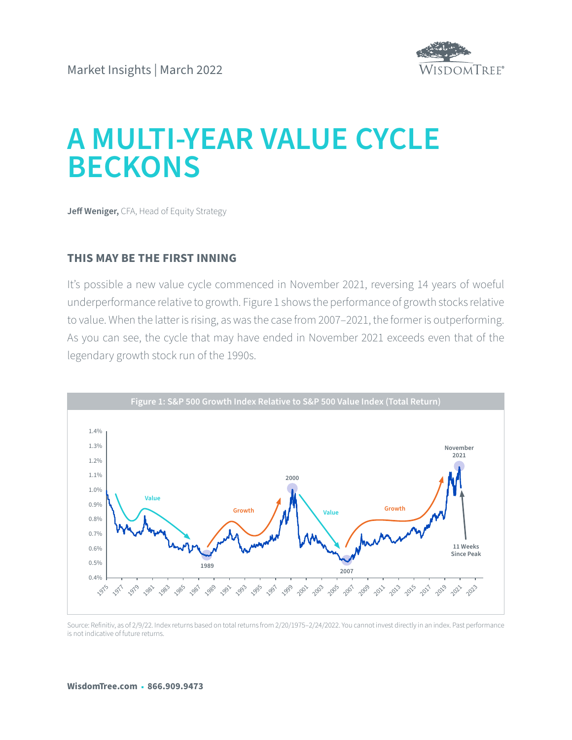Market Insights | March 2022

# A MULTI-YEAR VALUE CYCLE BECKONS

**Jeff Weniger,** CFA, Head of Equity Strategy

## THIS MAY BE THE FIRST INNING

It's possible a new value cycle commenced in November 2021, reversing 14 years of woeful underperformance relative to growth. Figure 1 shows the performance of growth stocks relative to value. When the latter is rising, as was the case from 2007–2021, the former is outperforming. As you can see, the cycle that may have ended in November 2021 exceeds even that of the legendary growth stock run of the 1990s.

**Figure 1: S&P 500 Growth Index Relative to S&P 500 Value Index (Total Return)**

Source: Refinitiv, as of 2/9/22. Index returns based on total returns from 2/20/1975–2/24/2022. You cannot invest directly in an index. Past performance is not indicative of future returns.

WisdomTree.com • 866.909.9473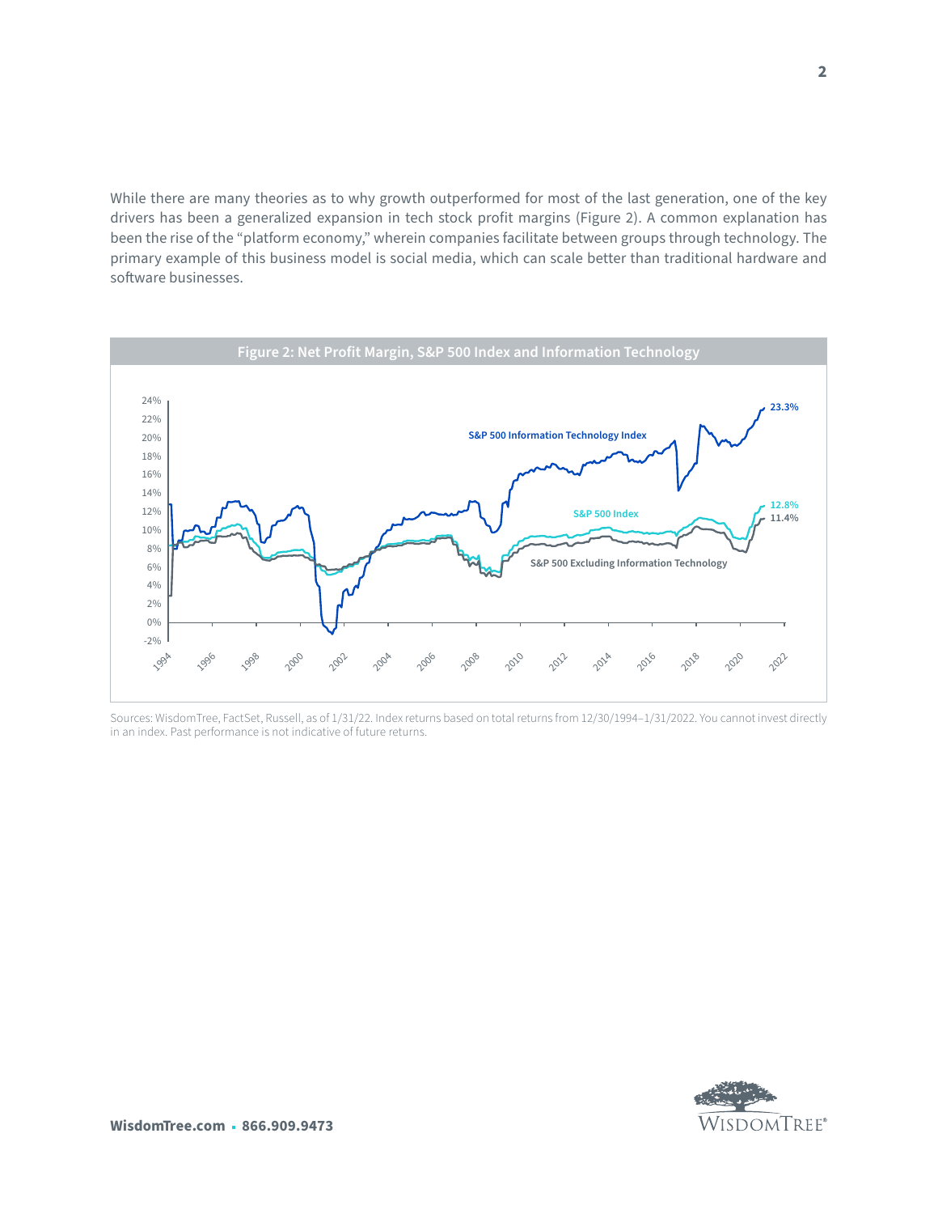While there are many theories as to why growth outperformed for most of the last generation, one of the key drivers has been a generalized expansion in tech stock profit margins (Figure 2). A common explanation has been the rise of the "platform economy," wherein companies facilitate between groups through technology. The primary example of this business model is social media, which can scale better than traditional hardware and software businesses.

**Figure 2: Net Profit Margin, S&P 500 Index and Information Technology**

Sources: WisdomTree, FactSet, Russell, as of 1/31/22. Index returns based on total returns from 12/30/1994–1/31/2022. You cannot invest directly in an index. Past performance is not indicative of future returns.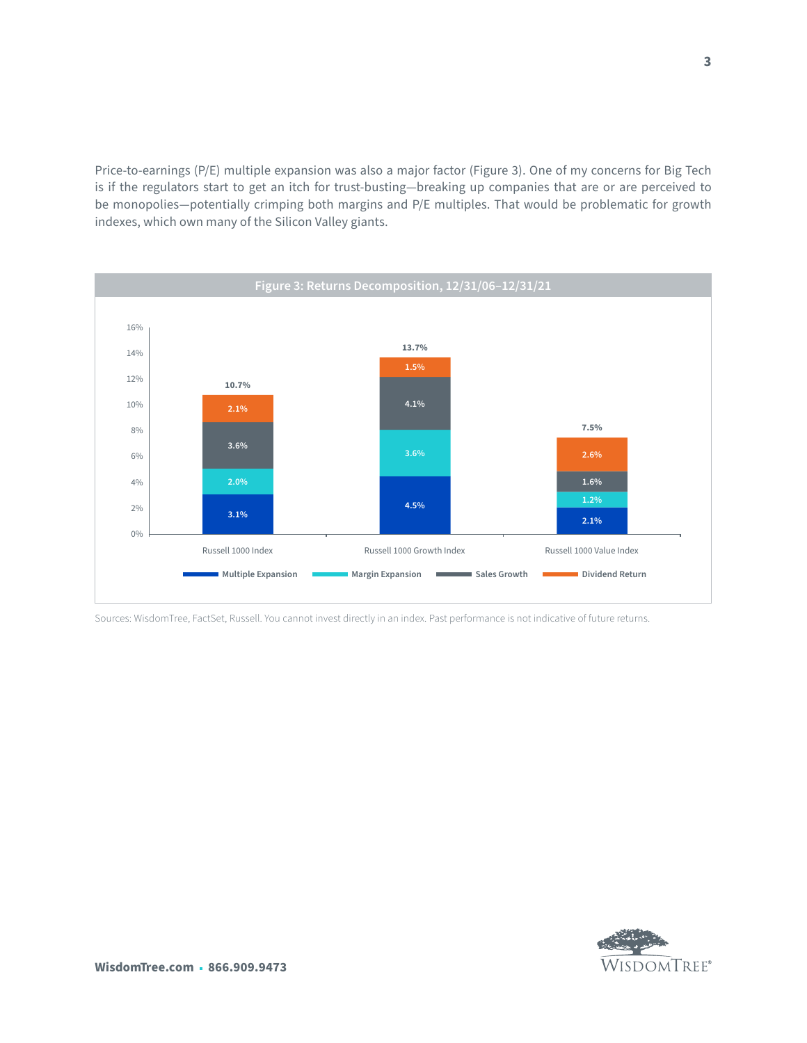Price-to-earnings (P/E) multiple expansion was also a major factor (Figure 3). One of my concerns for Big Tech is if the regulators start to get an itch for trust-busting—breaking up companies that are or are perceived to be monopolies—potentially crimping both margins and P/E multiples. That would be problematic for growth indexes, which own many of the Silicon Valley giants.

**Figure 3: Returns Decomposition, 12/31/06–12/31/21**

| | Multiple Expansion | Margin Expansion | Sales Growth | Dividend Return | Total |
|---|---|---|---|---|---|
| Russell 1000 Index | 3.1% | 2.0% | 3.6% | 2.1% | 10.7% |
| Russell 1000 Growth Index | 4.5% | 3.6% | 4.1% | 1.5% | 13.7% |
| Russell 1000 Value Index | 2.1% | 1.2% | 1.6% | 2.6% | 7.5% |

Sources: WisdomTree, FactSet, Russell. You cannot invest directly in an index. Past performance is not indicative of future returns.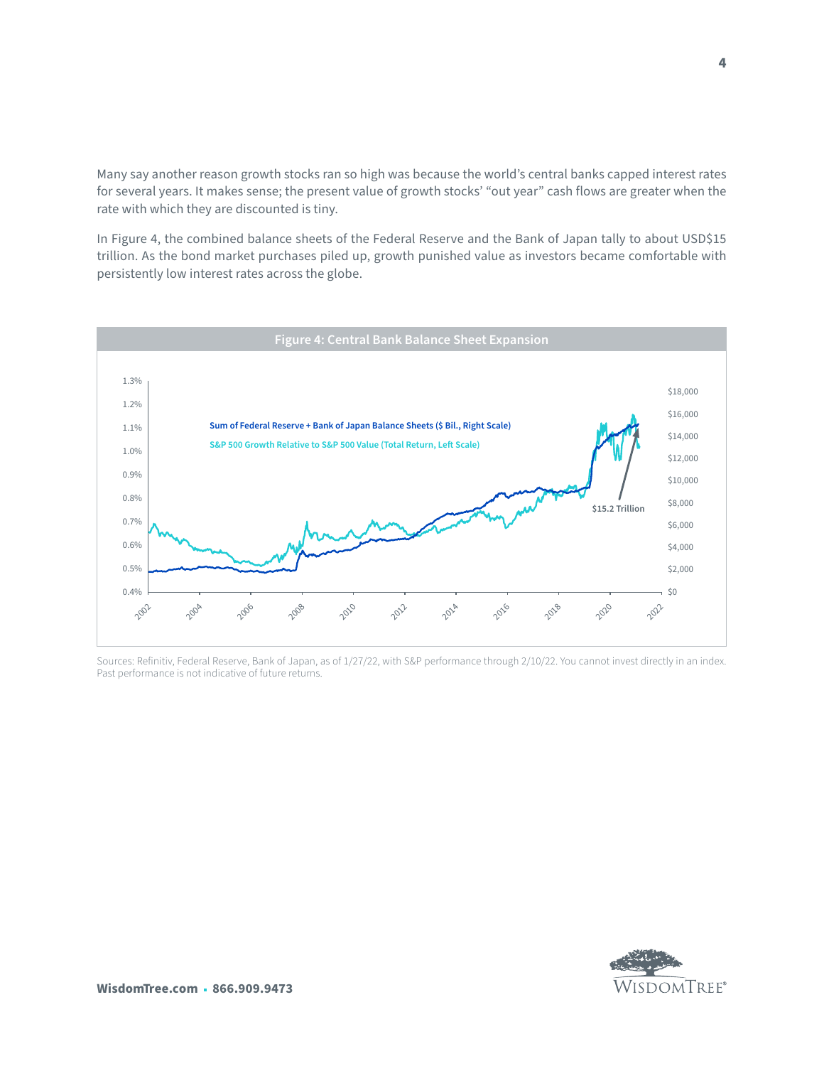Many say another reason growth stocks ran so high was because the world's central banks capped interest rates for several years. It makes sense; the present value of growth stocks' "out year" cash flows are greater when the rate with which they are discounted is tiny.

In Figure 4, the combined balance sheets of the Federal Reserve and the Bank of Japan tally to about USD$15 trillion. As the bond market purchases piled up, growth punished value as investors became comfortable with persistently low interest rates across the globe.

**Figure 4: Central Bank Balance Sheet Expansion**

Sources: Refinitiv, Federal Reserve, Bank of Japan, as of 1/27/22, with S&P performance through 2/10/22. You cannot invest directly in an index. Past performance is not indicative of future returns.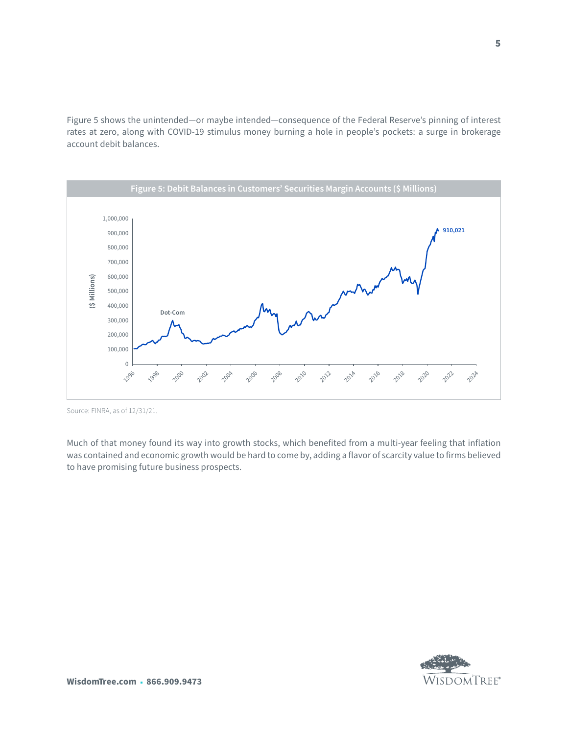Figure 5 shows the unintended—or maybe intended—consequence of the Federal Reserve's pinning of interest rates at zero, along with COVID-19 stimulus money burning a hole in people's pockets: a surge in brokerage account debit balances.

**Figure 5: Debit Balances in Customers' Securities Margin Accounts ($ Millions)**

Source: FINRA, as of 12/31/21.

Much of that money found its way into growth stocks, which benefited from a multi-year feeling that inflation was contained and economic growth would be hard to come by, adding a flavor of scarcity value to firms believed to have promising future business prospects.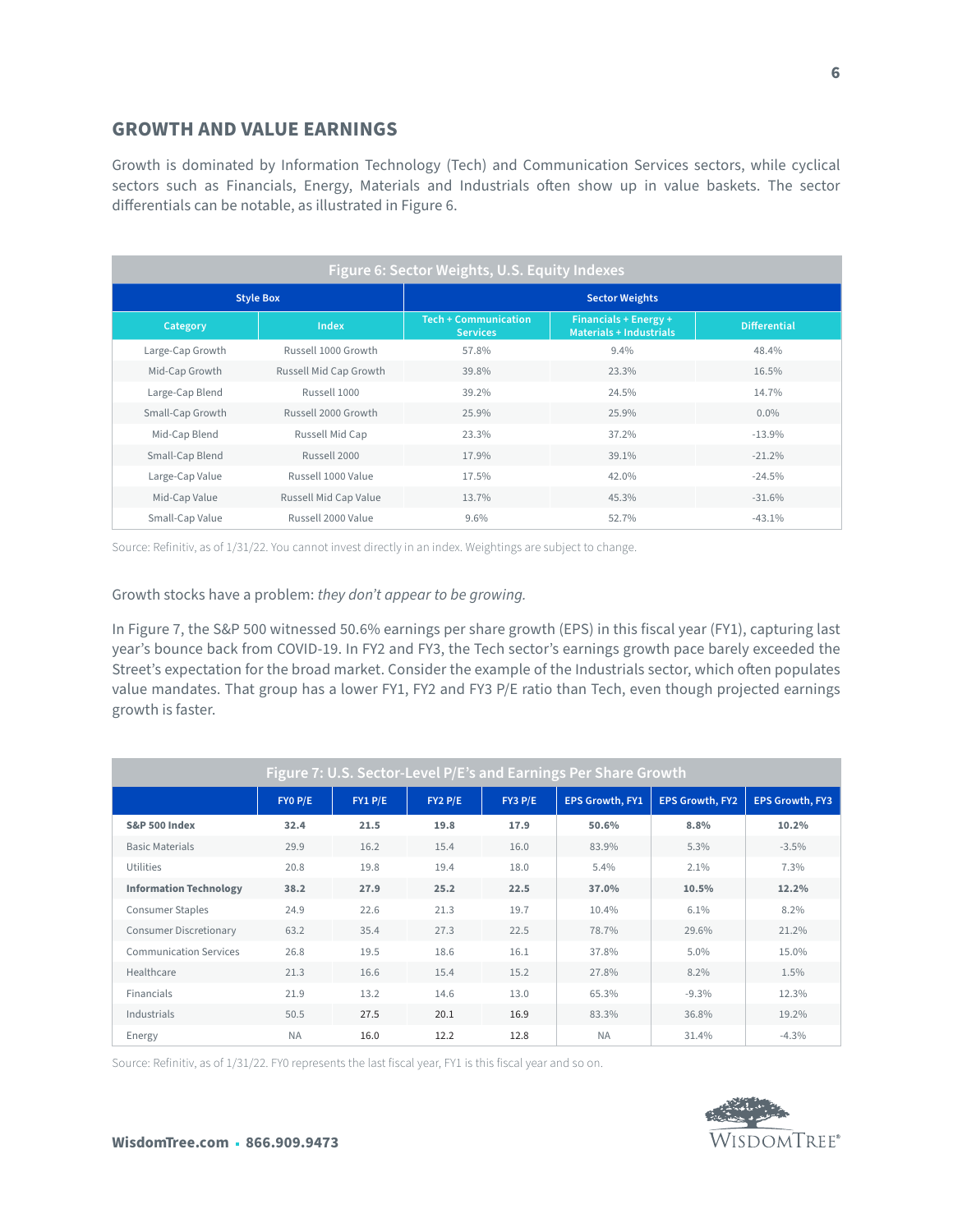## GROWTH AND VALUE EARNINGS

Growth is dominated by Information Technology (Tech) and Communication Services sectors, while cyclical sectors such as Financials, Energy, Materials and Industrials often show up in value baskets. The sector differentials can be notable, as illustrated in Figure 6.

**Figure 6: Sector Weights, U.S. Equity Indexes**

| Style Box | | Sector Weights | | |
|---|---|---|---|---|
| Category | Index | Tech + Communication Services | Financials + Energy + Materials + Industrials | Differential |
| Large-Cap Growth | Russell 1000 Growth | 57.8% | 9.4% | 48.4% |
| Mid-Cap Growth | Russell Mid Cap Growth | 39.8% | 23.3% | 16.5% |
| Large-Cap Blend | Russell 1000 | 39.2% | 24.5% | 14.7% |
| Small-Cap Growth | Russell 2000 Growth | 25.9% | 25.9% | 0.0% |
| Mid-Cap Blend | Russell Mid Cap | 23.3% | 37.2% | -13.9% |
| Small-Cap Blend | Russell 2000 | 17.9% | 39.1% | -21.2% |
| Large-Cap Value | Russell 1000 Value | 17.5% | 42.0% | -24.5% |
| Mid-Cap Value | Russell Mid Cap Value | 13.7% | 45.3% | -31.6% |
| Small-Cap Value | Russell 2000 Value | 9.6% | 52.7% | -43.1% |

Source: Refinitiv, as of 1/31/22. You cannot invest directly in an index. Weightings are subject to change.

Growth stocks have a problem: *they don't appear to be growing.*

In Figure 7, the S&P 500 witnessed 50.6% earnings per share growth (EPS) in this fiscal year (FY1), capturing last year's bounce back from COVID-19. In FY2 and FY3, the Tech sector's earnings growth pace barely exceeded the Street's expectation for the broad market. Consider the example of the Industrials sector, which often populates value mandates. That group has a lower FY1, FY2 and FY3 P/E ratio than Tech, even though projected earnings growth is faster.

**Figure 7: U.S. Sector-Level P/E's and Earnings Per Share Growth**

| | FY0 P/E | FY1 P/E | FY2 P/E | FY3 P/E | EPS Growth, FY1 | EPS Growth, FY2 | EPS Growth, FY3 |
|---|---|---|---|---|---|---|---|
| **S&P 500 Index** | **32.4** | **21.5** | **19.8** | **17.9** | **50.6%** | **8.8%** | **10.2%** |
| Basic Materials | 29.9 | 16.2 | 15.4 | 16.0 | 83.9% | 5.3% | -3.5% |
| Utilities | 20.8 | 19.8 | 19.4 | 18.0 | 5.4% | 2.1% | 7.3% |
| **Information Technology** | **38.2** | **27.9** | **25.2** | **22.5** | **37.0%** | **10.5%** | **12.2%** |
| Consumer Staples | 24.9 | 22.6 | 21.3 | 19.7 | 10.4% | 6.1% | 8.2% |
| Consumer Discretionary | 63.2 | 35.4 | 27.3 | 22.5 | 78.7% | 29.6% | 21.2% |
| Communication Services | 26.8 | 19.5 | 18.6 | 16.1 | 37.8% | 5.0% | 15.0% |
| Healthcare | 21.3 | 16.6 | 15.4 | 15.2 | 27.8% | 8.2% | 1.5% |
| Financials | 21.9 | 13.2 | 14.6 | 13.0 | 65.3% | -9.3% | 12.3% |
| Industrials | 50.5 | 27.5 | 20.1 | 16.9 | 83.3% | 36.8% | 19.2% |
| Energy | NA | 16.0 | 12.2 | 12.8 | NA | 31.4% | -4.3% |

Source: Refinitiv, as of 1/31/22. FY0 represents the last fiscal year, FY1 is this fiscal year and so on.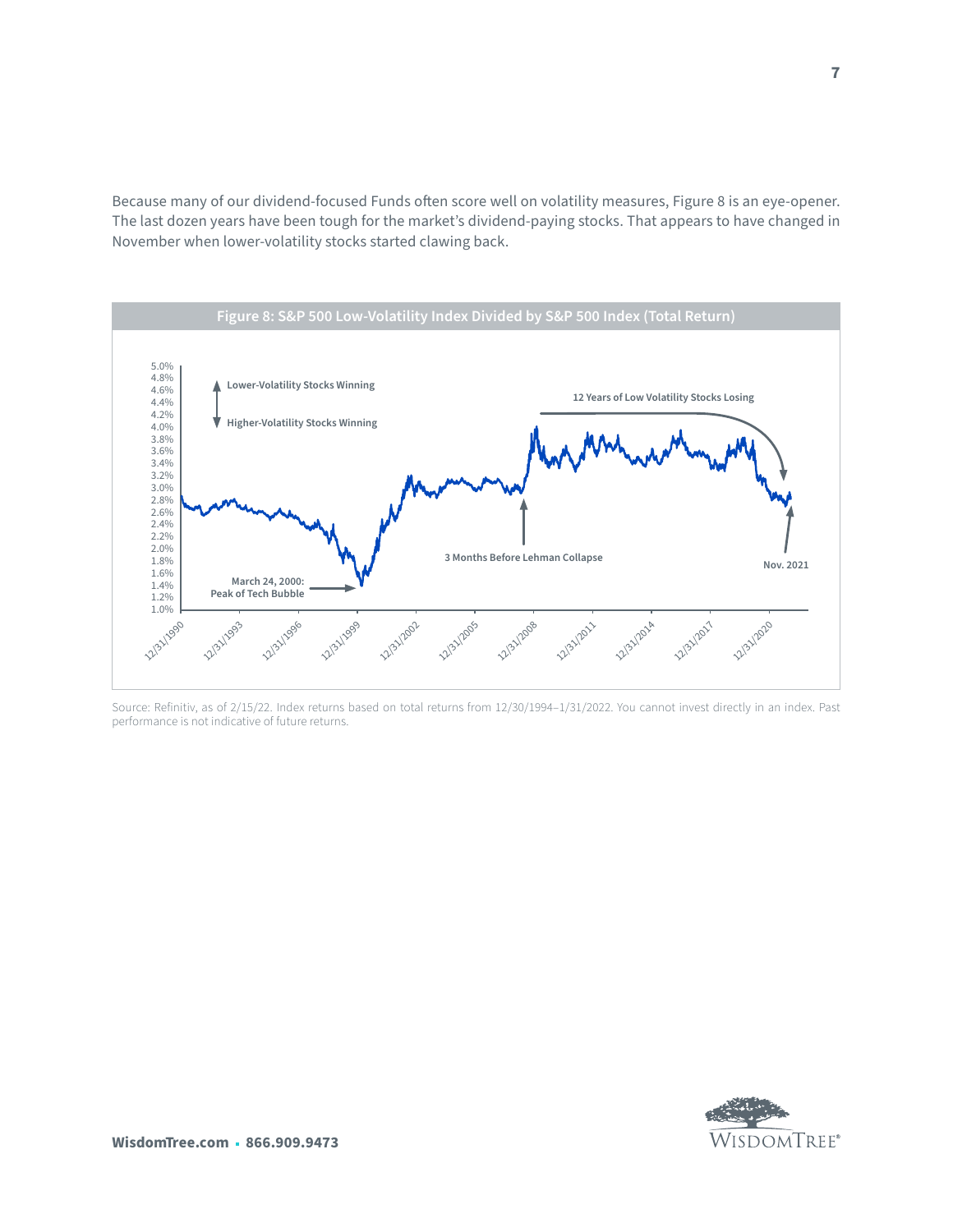Because many of our dividend-focused Funds often score well on volatility measures, Figure 8 is an eye-opener. The last dozen years have been tough for the market's dividend-paying stocks. That appears to have changed in November when lower-volatility stocks started clawing back.

**Figure 8: S&P 500 Low-Volatility Index Divided by S&P 500 Index (Total Return)**

Source: Refinitiv, as of 2/15/22. Index returns based on total returns from 12/30/1994–1/31/2022. You cannot invest directly in an index. Past performance is not indicative of future returns.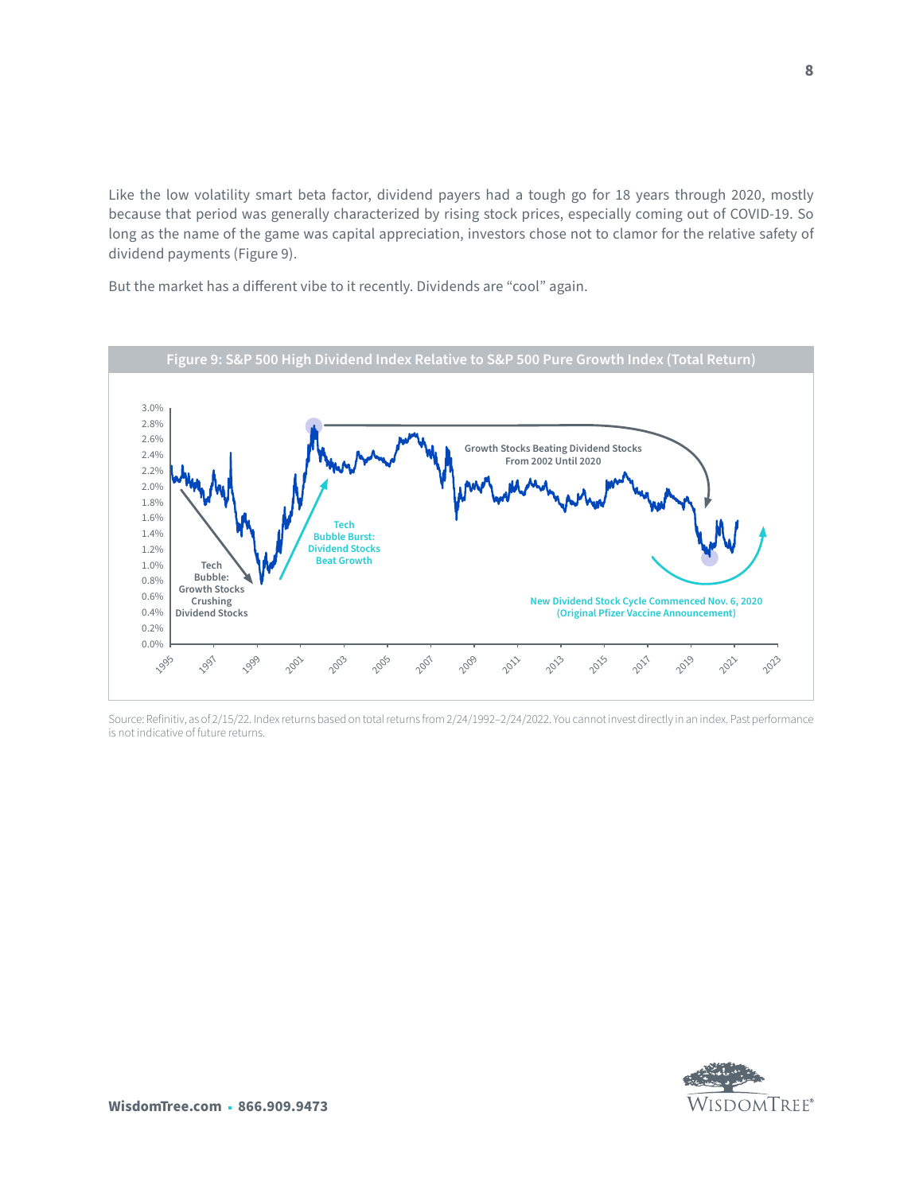Like the low volatility smart beta factor, dividend payers had a tough go for 18 years through 2020, mostly because that period was generally characterized by rising stock prices, especially coming out of COVID-19. So long as the name of the game was capital appreciation, investors chose not to clamor for the relative safety of dividend payments (Figure 9).

But the market has a different vibe to it recently. Dividends are "cool" again.

**Figure 9: S&P 500 High Dividend Index Relative to S&P 500 Pure Growth Index (Total Return)**

Source: Refinitiv, as of 2/15/22. Index returns based on total returns from 2/24/1992–2/24/2022. You cannot invest directly in an index. Past performance is not indicative of future returns.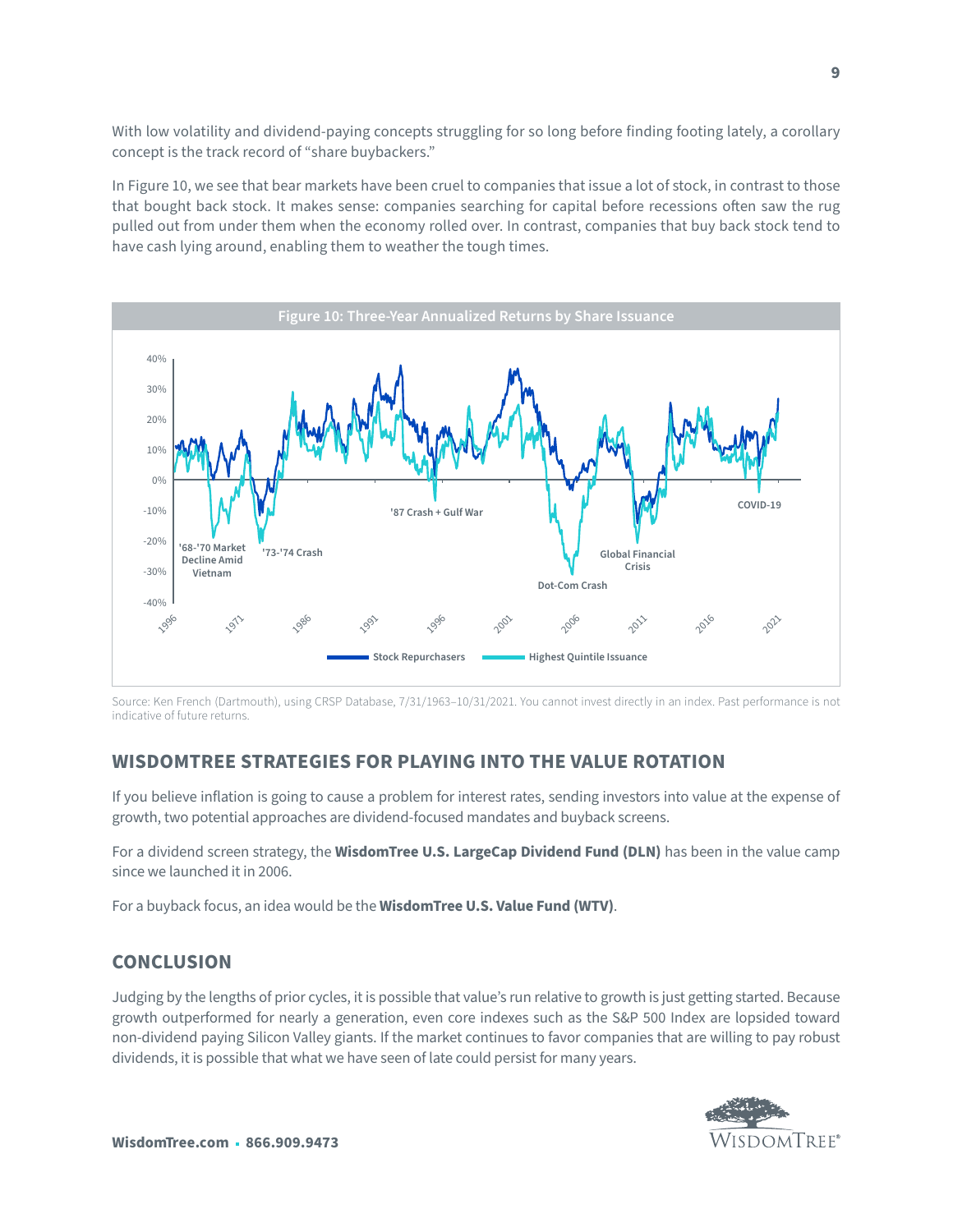With low volatility and dividend-paying concepts struggling for so long before finding footing lately, a corollary concept is the track record of "share buybackers."

In Figure 10, we see that bear markets have been cruel to companies that issue a lot of stock, in contrast to those that bought back stock. It makes sense: companies searching for capital before recessions often saw the rug pulled out from under them when the economy rolled over. In contrast, companies that buy back stock tend to have cash lying around, enabling them to weather the tough times.

**Figure 10: Three-Year Annualized Returns by Share Issuance**

Source: Ken French (Dartmouth), using CRSP Database, 7/31/1963–10/31/2021. You cannot invest directly in an index. Past performance is not indicative of future returns.

## WISDOMTREE STRATEGIES FOR PLAYING INTO THE VALUE ROTATION

If you believe inflation is going to cause a problem for interest rates, sending investors into value at the expense of growth, two potential approaches are dividend-focused mandates and buyback screens.

For a dividend screen strategy, the **WisdomTree U.S. LargeCap Dividend Fund (DLN)** has been in the value camp since we launched it in 2006.

For a buyback focus, an idea would be the **WisdomTree U.S. Value Fund (WTV)**.

## CONCLUSION

Judging by the lengths of prior cycles, it is possible that value's run relative to growth is just getting started. Because growth outperformed for nearly a generation, even core indexes such as the S&P 500 Index are lopsided toward non-dividend paying Silicon Valley giants. If the market continues to favor companies that are willing to pay robust dividends, it is possible that what we have seen of late could persist for many years.

**WisdomTree.com** ▪ **866.909.9473**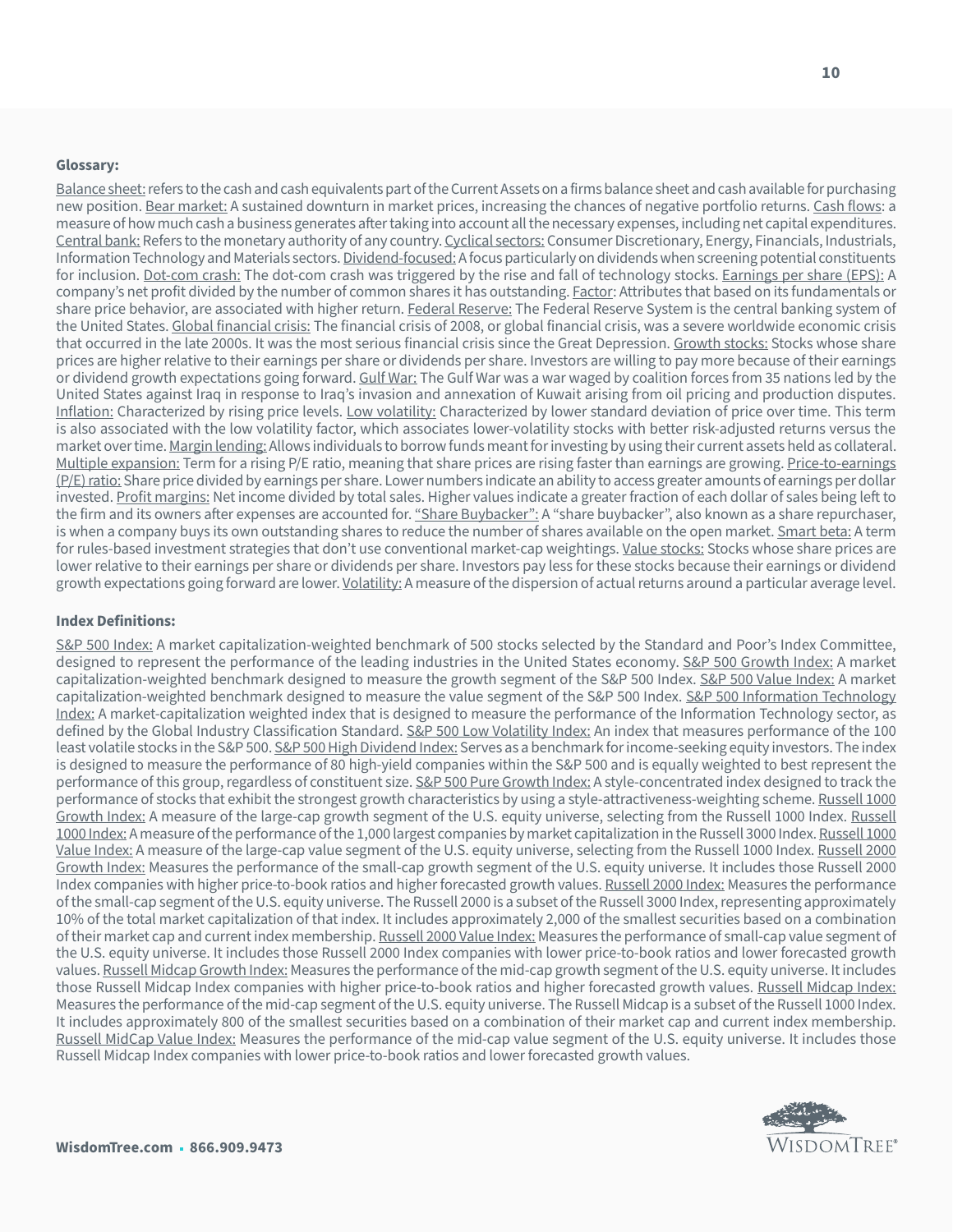**Glossary:**

Balance sheet: refers to the cash and cash equivalents part of the Current Assets on a firms balance sheet and cash available for purchasing new position. Bear market: A sustained downturn in market prices, increasing the chances of negative portfolio returns. Cash flows: a measure of how much cash a business generates after taking into account all the necessary expenses, including net capital expenditures. Central bank: Refers to the monetary authority of any country. Cyclical sectors: Consumer Discretionary, Energy, Financials, Industrials, Information Technology and Materials sectors. Dividend-focused: A focus particularly on dividends when screening potential constituents for inclusion. Dot-com crash: The dot-com crash was triggered by the rise and fall of technology stocks. Earnings per share (EPS): A company's net profit divided by the number of common shares it has outstanding. Factor: Attributes that based on its fundamentals or share price behavior, are associated with higher return. Federal Reserve: The Federal Reserve System is the central banking system of the United States. Global financial crisis: The financial crisis of 2008, or global financial crisis, was a severe worldwide economic crisis that occurred in the late 2000s. It was the most serious financial crisis since the Great Depression. Growth stocks: Stocks whose share prices are higher relative to their earnings per share or dividends per share. Investors are willing to pay more because of their earnings or dividend growth expectations going forward. Gulf War: The Gulf War was a war waged by coalition forces from 35 nations led by the United States against Iraq in response to Iraq's invasion and annexation of Kuwait arising from oil pricing and production disputes. Inflation: Characterized by rising price levels. Low volatility: Characterized by lower standard deviation of price over time. This term is also associated with the low volatility factor, which associates lower-volatility stocks with better risk-adjusted returns versus the market over time. Margin lending: Allows individuals to borrow funds meant for investing by using their current assets held as collateral. Multiple expansion: Term for a rising P/E ratio, meaning that share prices are rising faster than earnings are growing. Price-to-earnings (P/E) ratio: Share price divided by earnings per share. Lower numbers indicate an ability to access greater amounts of earnings per dollar invested. Profit margins: Net income divided by total sales. Higher values indicate a greater fraction of each dollar of sales being left to the firm and its owners after expenses are accounted for. "Share Buybacker": A "share buybacker", also known as a share repurchaser, is when a company buys its own outstanding shares to reduce the number of shares available on the open market. Smart beta: A term for rules-based investment strategies that don't use conventional market-cap weightings. Value stocks: Stocks whose share prices are lower relative to their earnings per share or dividends per share. Investors pay less for these stocks because their earnings or dividend growth expectations going forward are lower. Volatility: A measure of the dispersion of actual returns around a particular average level.

**Index Definitions:**

S&P 500 Index: A market capitalization-weighted benchmark of 500 stocks selected by the Standard and Poor's Index Committee, designed to represent the performance of the leading industries in the United States economy. S&P 500 Growth Index: A market capitalization-weighted benchmark designed to measure the growth segment of the S&P 500 Index. S&P 500 Value Index: A market capitalization-weighted benchmark designed to measure the value segment of the S&P 500 Index. S&P 500 Information Technology Index: A market-capitalization weighted index that is designed to measure the performance of the Information Technology sector, as defined by the Global Industry Classification Standard. S&P 500 Low Volatility Index: An index that measures performance of the 100 least volatile stocks in the S&P 500. S&P 500 High Dividend Index: Serves as a benchmark for income-seeking equity investors. The index is designed to measure the performance of 80 high-yield companies within the S&P 500 and is equally weighted to best represent the performance of this group, regardless of constituent size. S&P 500 Pure Growth Index: A style-concentrated index designed to track the performance of stocks that exhibit the strongest growth characteristics by using a style-attractiveness-weighting scheme. Russell 1000 Growth Index: A measure of the large-cap growth segment of the U.S. equity universe, selecting from the Russell 1000 Index. Russell 1000 Index: A measure of the performance of the 1,000 largest companies by market capitalization in the Russell 3000 Index. Russell 1000 Value Index: A measure of the large-cap value segment of the U.S. equity universe, selecting from the Russell 1000 Index. Russell 2000 Growth Index: Measures the performance of the small-cap growth segment of the U.S. equity universe. It includes those Russell 2000 Index companies with higher price-to-book ratios and higher forecasted growth values. Russell 2000 Index: Measures the performance of the small-cap segment of the U.S. equity universe. The Russell 2000 is a subset of the Russell 3000 Index, representing approximately 10% of the total market capitalization of that index. It includes approximately 2,000 of the smallest securities based on a combination of their market cap and current index membership. Russell 2000 Value Index: Measures the performance of small-cap value segment of the U.S. equity universe. It includes those Russell 2000 Index companies with lower price-to-book ratios and lower forecasted growth values. Russell Midcap Growth Index: Measures the performance of the mid-cap growth segment of the U.S. equity universe. It includes those Russell Midcap Index companies with higher price-to-book ratios and higher forecasted growth values. Russell Midcap Index: Measures the performance of the mid-cap segment of the U.S. equity universe. The Russell Midcap is a subset of the Russell 1000 Index. It includes approximately 800 of the smallest securities based on a combination of their market cap and current index membership. Russell MidCap Value Index: Measures the performance of the mid-cap value segment of the U.S. equity universe. It includes those Russell Midcap Index companies with lower price-to-book ratios and lower forecasted growth values.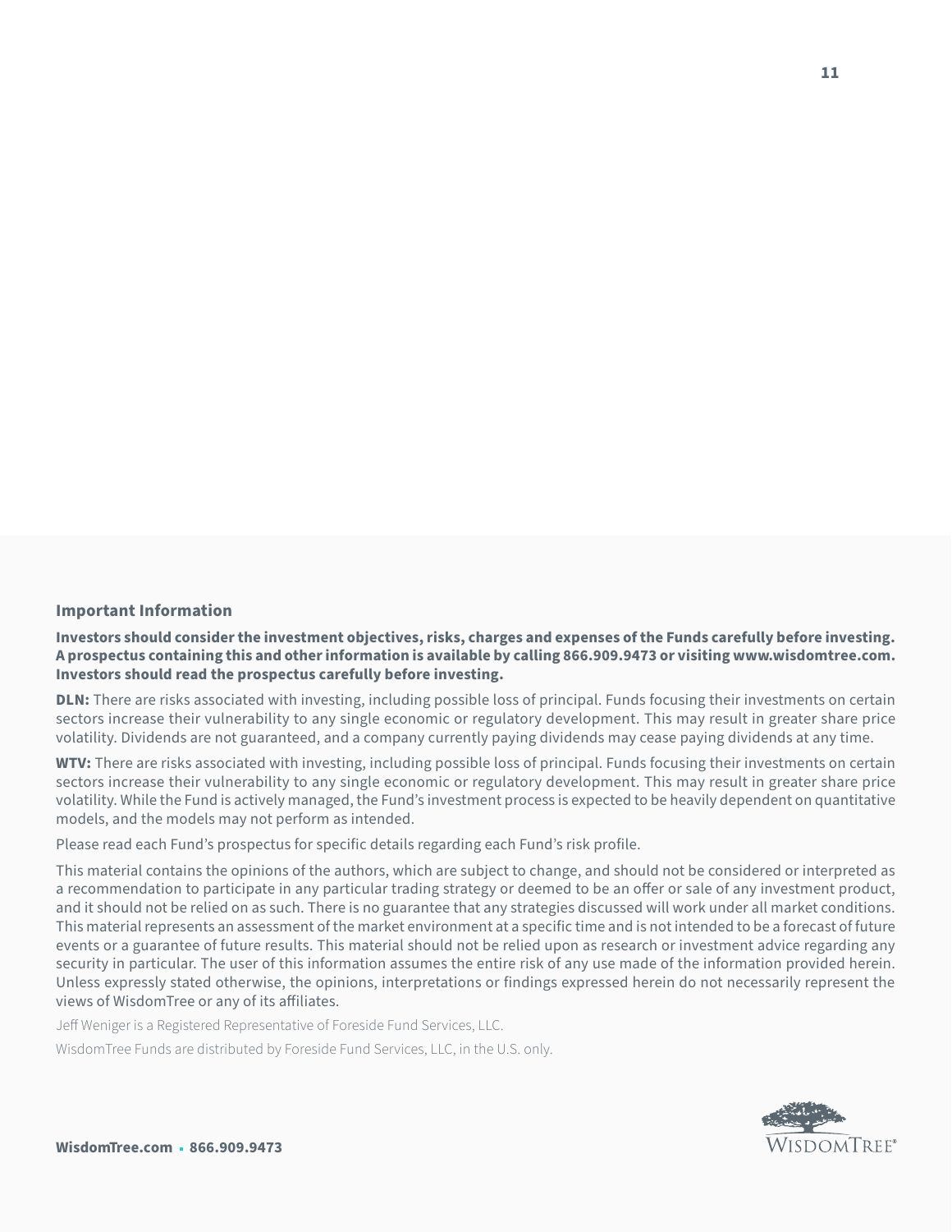## Important Information

**Investors should consider the investment objectives, risks, charges and expenses of the Funds carefully before investing. A prospectus containing this and other information is available by calling 866.909.9473 or visiting www.wisdomtree.com. Investors should read the prospectus carefully before investing.**

**DLN:** There are risks associated with investing, including possible loss of principal. Funds focusing their investments on certain sectors increase their vulnerability to any single economic or regulatory development. This may result in greater share price volatility. Dividends are not guaranteed, and a company currently paying dividends may cease paying dividends at any time.

**WTV:** There are risks associated with investing, including possible loss of principal. Funds focusing their investments on certain sectors increase their vulnerability to any single economic or regulatory development. This may result in greater share price volatility. While the Fund is actively managed, the Fund's investment process is expected to be heavily dependent on quantitative models, and the models may not perform as intended.

Please read each Fund's prospectus for specific details regarding each Fund's risk profile.

This material contains the opinions of the authors, which are subject to change, and should not be considered or interpreted as a recommendation to participate in any particular trading strategy or deemed to be an offer or sale of any investment product, and it should not be relied on as such. There is no guarantee that any strategies discussed will work under all market conditions. This material represents an assessment of the market environment at a specific time and is not intended to be a forecast of future events or a guarantee of future results. This material should not be relied upon as research or investment advice regarding any security in particular. The user of this information assumes the entire risk of any use made of the information provided herein. Unless expressly stated otherwise, the opinions, interpretations or findings expressed herein do not necessarily represent the views of WisdomTree or any of its affiliates.

Jeff Weniger is a Registered Representative of Foreside Fund Services, LLC.

WisdomTree Funds are distributed by Foreside Fund Services, LLC, in the U.S. only.

**WisdomTree.com** ▪ **866.909.9473**

WISDOMTREE®